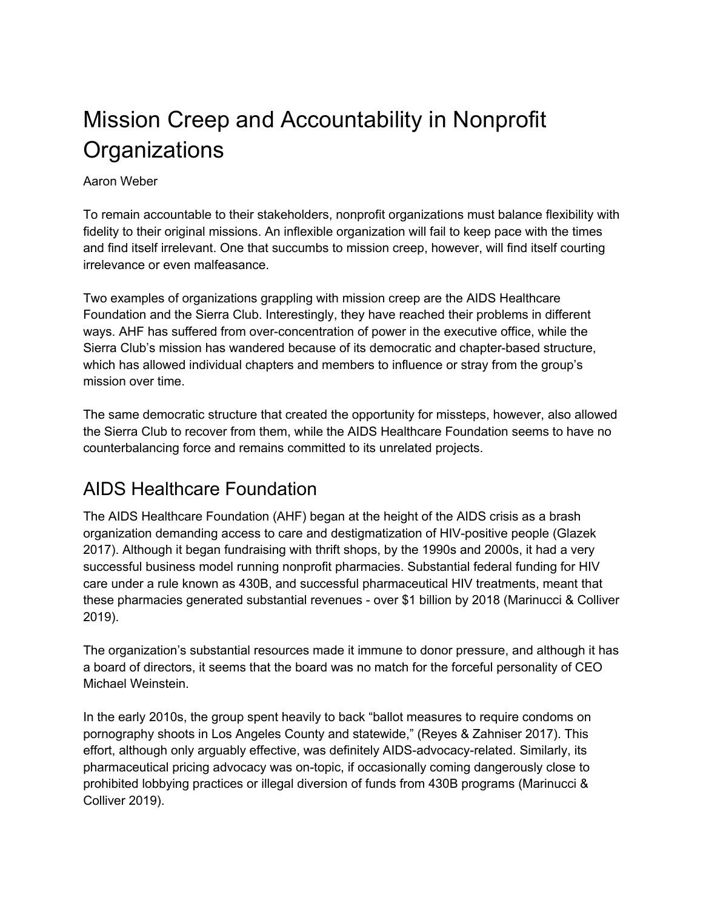# Mission Creep and Accountability in Nonprofit Organizations

Aaron Weber

To remain accountable to their stakeholders, nonprofit organizations must balance flexibility with fidelity to their original missions. An inflexible organization will fail to keep pace with the times and find itself irrelevant. One that succumbs to mission creep, however, will find itself courting irrelevance or even malfeasance.

Two examples of organizations grappling with mission creep are the AIDS Healthcare Foundation and the Sierra Club. Interestingly, they have reached their problems in different ways. AHF has suffered from over-concentration of power in the executive office, while the Sierra Club's mission has wandered because of its democratic and chapter-based structure, which has allowed individual chapters and members to influence or stray from the group's mission over time.

The same democratic structure that created the opportunity for missteps, however, also allowed the Sierra Club to recover from them, while the AIDS Healthcare Foundation seems to have no counterbalancing force and remains committed to its unrelated projects.

## AIDS Healthcare Foundation

The AIDS Healthcare Foundation (AHF) began at the height of the AIDS crisis as a brash organization demanding access to care and destigmatization of HIV-positive people (Glazek 2017). Although it began fundraising with thrift shops, by the 1990s and 2000s, it had a very successful business model running nonprofit pharmacies. Substantial federal funding for HIV care under a rule known as 430B, and successful pharmaceutical HIV treatments, meant that these pharmacies generated substantial revenues - over $1 billion by 2018 (Marinucci & Colliver 2019).

The organization's substantial resources made it immune to donor pressure, and although it has a board of directors, it seems that the board was no match for the forceful personality of CEO Michael Weinstein.

In the early 2010s, the group spent heavily to back "ballot measures to require condoms on pornography shoots in Los Angeles County and statewide," (Reyes & Zahniser 2017). This effort, although only arguably effective, was definitely AIDS-advocacy-related. Similarly, its pharmaceutical pricing advocacy was on-topic, if occasionally coming dangerously close to prohibited lobbying practices or illegal diversion of funds from 430B programs (Marinucci & Colliver 2019).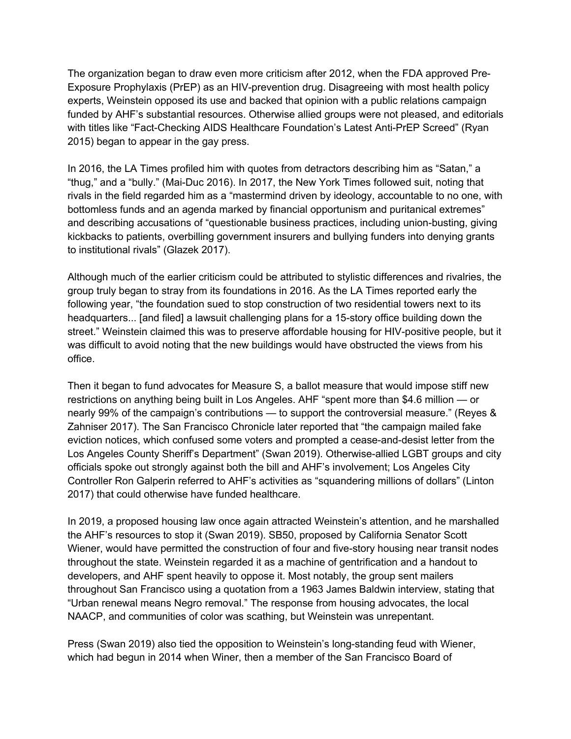The organization began to draw even more criticism after 2012, when the FDA approved Pre-Exposure Prophylaxis (PrEP) as an HIV-prevention drug. Disagreeing with most health policy experts, Weinstein opposed its use and backed that opinion with a public relations campaign funded by AHF's substantial resources. Otherwise allied groups were not pleased, and editorials with titles like "Fact-Checking AIDS Healthcare Foundation's Latest Anti-PrEP Screed" (Ryan 2015) began to appear in the gay press.

In 2016, the LA Times profiled him with quotes from detractors describing him as "Satan," a "thug," and a "bully." (Mai-Duc 2016). In 2017, the New York Times followed suit, noting that rivals in the field regarded him as a "mastermind driven by ideology, accountable to no one, with bottomless funds and an agenda marked by financial opportunism and puritanical extremes" and describing accusations of "questionable business practices, including union-busting, giving kickbacks to patients, overbilling government insurers and bullying funders into denying grants to institutional rivals" (Glazek 2017).

Although much of the earlier criticism could be attributed to stylistic differences and rivalries, the group truly began to stray from its foundations in 2016. As the LA Times reported early the following year, "the foundation sued to stop construction of two residential towers next to its headquarters... [and filed] a lawsuit challenging plans for a 15-story office building down the street." Weinstein claimed this was to preserve affordable housing for HIV-positive people, but it was difficult to avoid noting that the new buildings would have obstructed the views from his office.

Then it began to fund advocates for Measure S, a ballot measure that would impose stiff new restrictions on anything being built in Los Angeles. AHF "spent more than $4.6 million — or nearly 99% of the campaign's contributions — to support the controversial measure." (Reyes & Zahniser 2017). The San Francisco Chronicle later reported that "the campaign mailed fake eviction notices, which confused some voters and prompted a cease-and-desist letter from the Los Angeles County Sheriff's Department" (Swan 2019). Otherwise-allied LGBT groups and city officials spoke out strongly against both the bill and AHF's involvement; Los Angeles City Controller Ron Galperin referred to AHF's activities as "squandering millions of dollars" (Linton 2017) that could otherwise have funded healthcare.

In 2019, a proposed housing law once again attracted Weinstein's attention, and he marshalled the AHF's resources to stop it (Swan 2019). SB50, proposed by California Senator Scott Wiener, would have permitted the construction of four and five-story housing near transit nodes throughout the state. Weinstein regarded it as a machine of gentrification and a handout to developers, and AHF spent heavily to oppose it. Most notably, the group sent mailers throughout San Francisco using a quotation from a 1963 James Baldwin interview, stating that "Urban renewal means Negro removal." The response from housing advocates, the local NAACP, and communities of color was scathing, but Weinstein was unrepentant.

Press (Swan 2019) also tied the opposition to Weinstein's long-standing feud with Wiener, which had begun in 2014 when Winer, then a member of the San Francisco Board of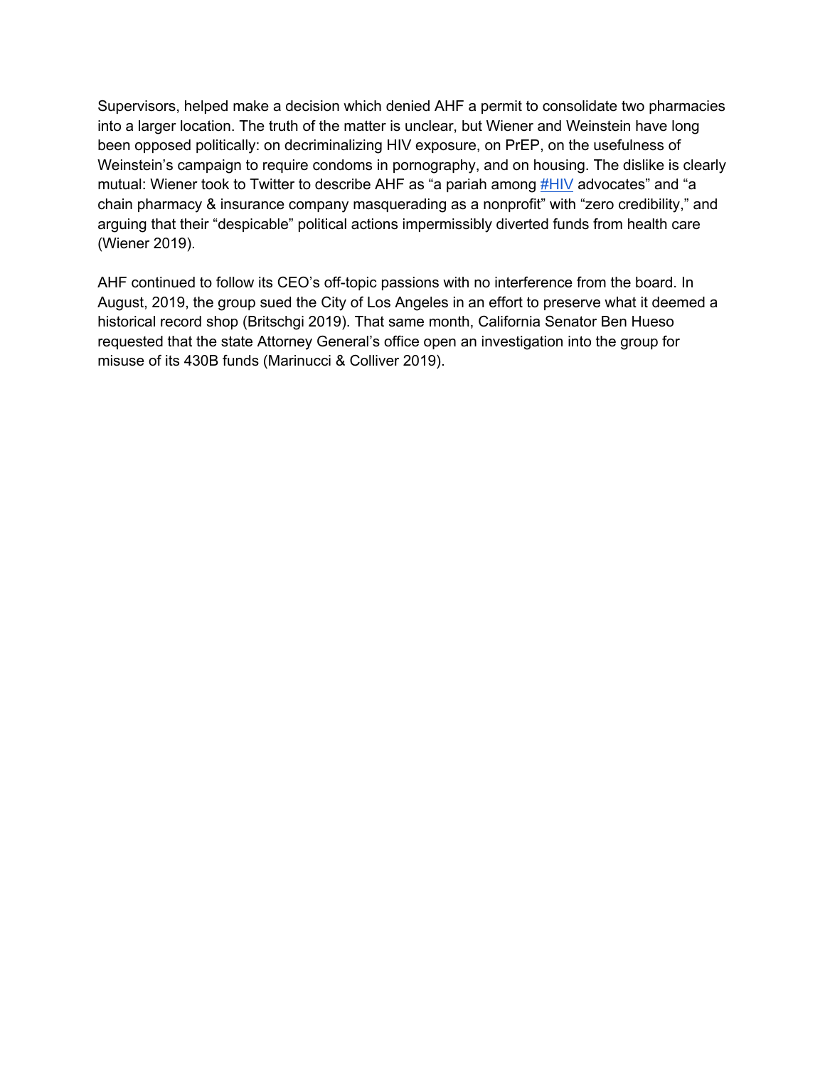Supervisors, helped make a decision which denied AHF a permit to consolidate two pharmacies into a larger location. The truth of the matter is unclear, but Wiener and Weinstein have long been opposed politically: on decriminalizing HIV exposure, on PrEP, on the usefulness of Weinstein's campaign to require condoms in pornography, and on housing. The dislike is clearly mutual: Wiener took to Twitter to describe AHF as "a pariah among #HIV advocates" and "a chain pharmacy & insurance company masquerading as a nonprofit" with "zero credibility," and arguing that their "despicable" political actions impermissibly diverted funds from health care (Wiener 2019).

AHF continued to follow its CEO's off-topic passions with no interference from the board. In August, 2019, the group sued the City of Los Angeles in an effort to preserve what it deemed a historical record shop (Britschgi 2019). That same month, California Senator Ben Hueso requested that the state Attorney General's office open an investigation into the group for misuse of its 430B funds (Marinucci & Colliver 2019).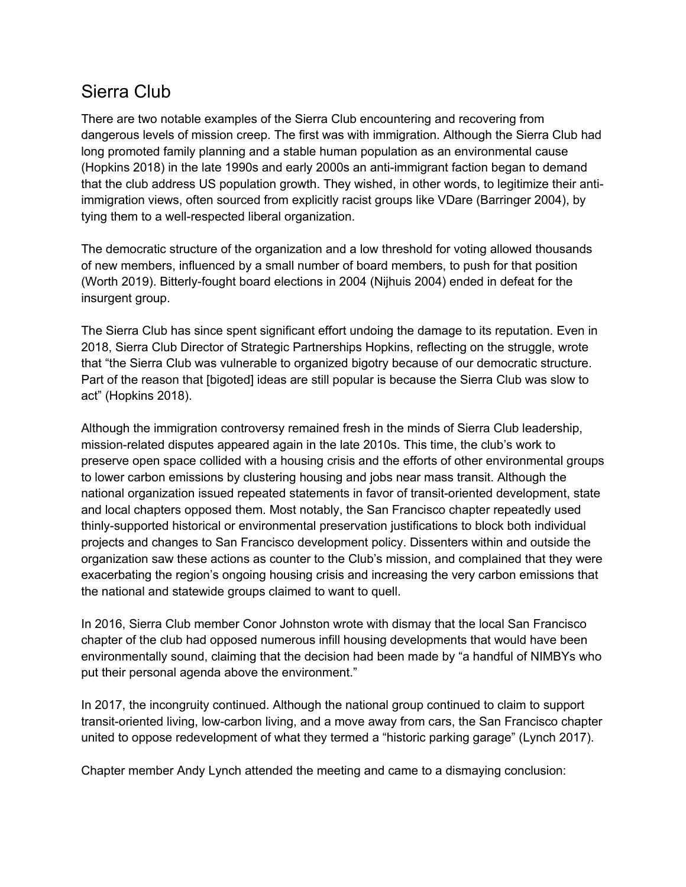## Sierra Club

There are two notable examples of the Sierra Club encountering and recovering from dangerous levels of mission creep. The first was with immigration. Although the Sierra Club had long promoted family planning and a stable human population as an environmental cause (Hopkins 2018) in the late 1990s and early 2000s an anti-immigrant faction began to demand that the club address US population growth. They wished, in other words, to legitimize their anti-immigration views, often sourced from explicitly racist groups like VDare (Barringer 2004), by tying them to a well-respected liberal organization.

The democratic structure of the organization and a low threshold for voting allowed thousands of new members, influenced by a small number of board members, to push for that position (Worth 2019). Bitterly-fought board elections in 2004 (Nijhuis 2004) ended in defeat for the insurgent group.

The Sierra Club has since spent significant effort undoing the damage to its reputation. Even in 2018, Sierra Club Director of Strategic Partnerships Hopkins, reflecting on the struggle, wrote that "the Sierra Club was vulnerable to organized bigotry because of our democratic structure. Part of the reason that [bigoted] ideas are still popular is because the Sierra Club was slow to act" (Hopkins 2018).

Although the immigration controversy remained fresh in the minds of Sierra Club leadership, mission-related disputes appeared again in the late 2010s. This time, the club's work to preserve open space collided with a housing crisis and the efforts of other environmental groups to lower carbon emissions by clustering housing and jobs near mass transit. Although the national organization issued repeated statements in favor of transit-oriented development, state and local chapters opposed them. Most notably, the San Francisco chapter repeatedly used thinly-supported historical or environmental preservation justifications to block both individual projects and changes to San Francisco development policy. Dissenters within and outside the organization saw these actions as counter to the Club's mission, and complained that they were exacerbating the region's ongoing housing crisis and increasing the very carbon emissions that the national and statewide groups claimed to want to quell.

In 2016, Sierra Club member Conor Johnston wrote with dismay that the local San Francisco chapter of the club had opposed numerous infill housing developments that would have been environmentally sound, claiming that the decision had been made by "a handful of NIMBYs who put their personal agenda above the environment."

In 2017, the incongruity continued. Although the national group continued to claim to support transit-oriented living, low-carbon living, and a move away from cars, the San Francisco chapter united to oppose redevelopment of what they termed a "historic parking garage" (Lynch 2017).

Chapter member Andy Lynch attended the meeting and came to a dismaying conclusion: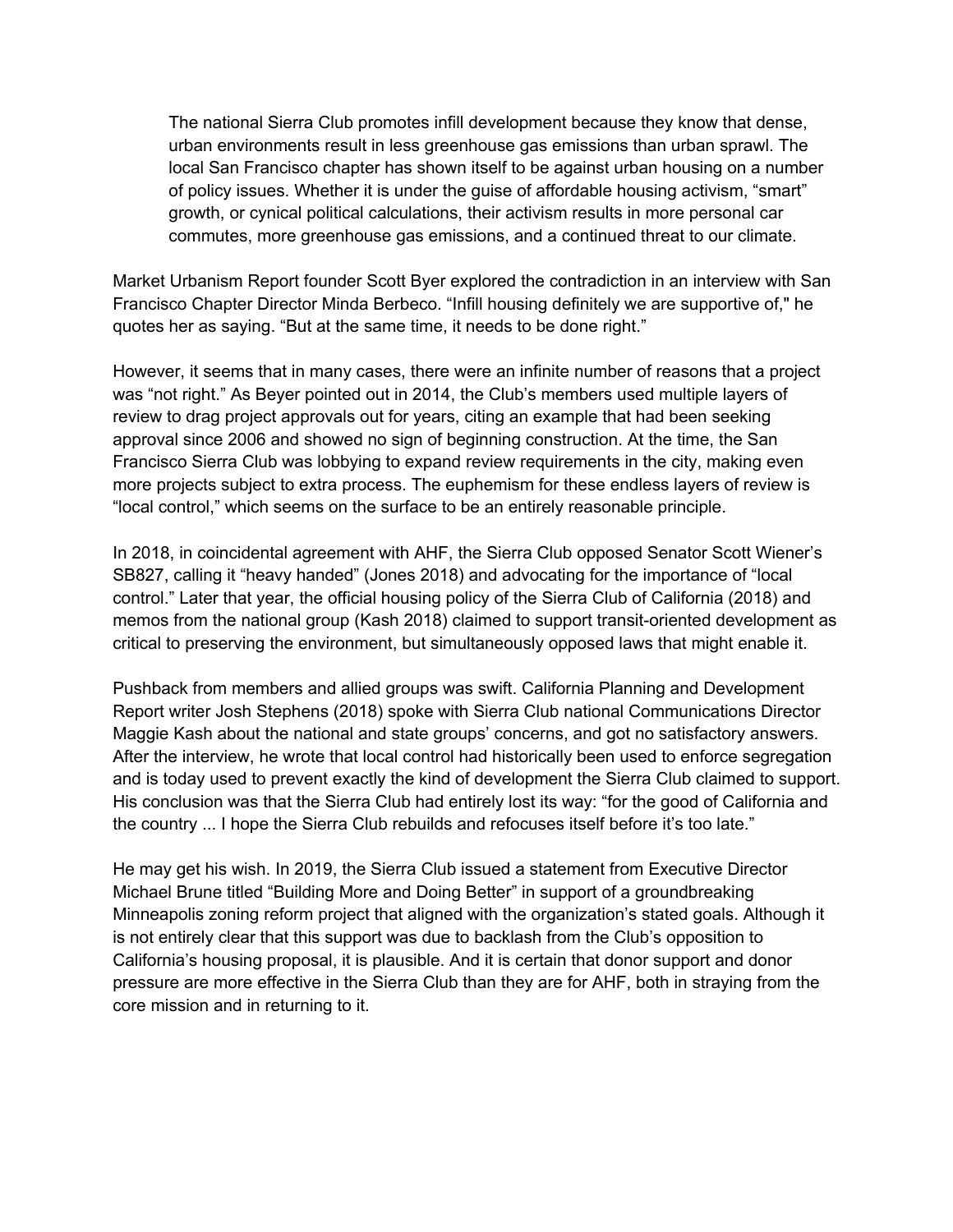> The national Sierra Club promotes infill development because they know that dense, urban environments result in less greenhouse gas emissions than urban sprawl. The local San Francisco chapter has shown itself to be against urban housing on a number of policy issues. Whether it is under the guise of affordable housing activism, "smart" growth, or cynical political calculations, their activism results in more personal car commutes, more greenhouse gas emissions, and a continued threat to our climate.

Market Urbanism Report founder Scott Byer explored the contradiction in an interview with San Francisco Chapter Director Minda Berbeco. "Infill housing definitely we are supportive of," he quotes her as saying. "But at the same time, it needs to be done right."

However, it seems that in many cases, there were an infinite number of reasons that a project was "not right." As Beyer pointed out in 2014, the Club's members used multiple layers of review to drag project approvals out for years, citing an example that had been seeking approval since 2006 and showed no sign of beginning construction. At the time, the San Francisco Sierra Club was lobbying to expand review requirements in the city, making even more projects subject to extra process. The euphemism for these endless layers of review is "local control," which seems on the surface to be an entirely reasonable principle.

In 2018, in coincidental agreement with AHF, the Sierra Club opposed Senator Scott Wiener's SB827, calling it "heavy handed" (Jones 2018) and advocating for the importance of "local control." Later that year, the official housing policy of the Sierra Club of California (2018) and memos from the national group (Kash 2018) claimed to support transit-oriented development as critical to preserving the environment, but simultaneously opposed laws that might enable it.

Pushback from members and allied groups was swift. California Planning and Development Report writer Josh Stephens (2018) spoke with Sierra Club national Communications Director Maggie Kash about the national and state groups' concerns, and got no satisfactory answers. After the interview, he wrote that local control had historically been used to enforce segregation and is today used to prevent exactly the kind of development the Sierra Club claimed to support. His conclusion was that the Sierra Club had entirely lost its way: "for the good of California and the country ... I hope the Sierra Club rebuilds and refocuses itself before it's too late."

He may get his wish. In 2019, the Sierra Club issued a statement from Executive Director Michael Brune titled "Building More and Doing Better" in support of a groundbreaking Minneapolis zoning reform project that aligned with the organization's stated goals. Although it is not entirely clear that this support was due to backlash from the Club's opposition to California's housing proposal, it is plausible. And it is certain that donor support and donor pressure are more effective in the Sierra Club than they are for AHF, both in straying from the core mission and in returning to it.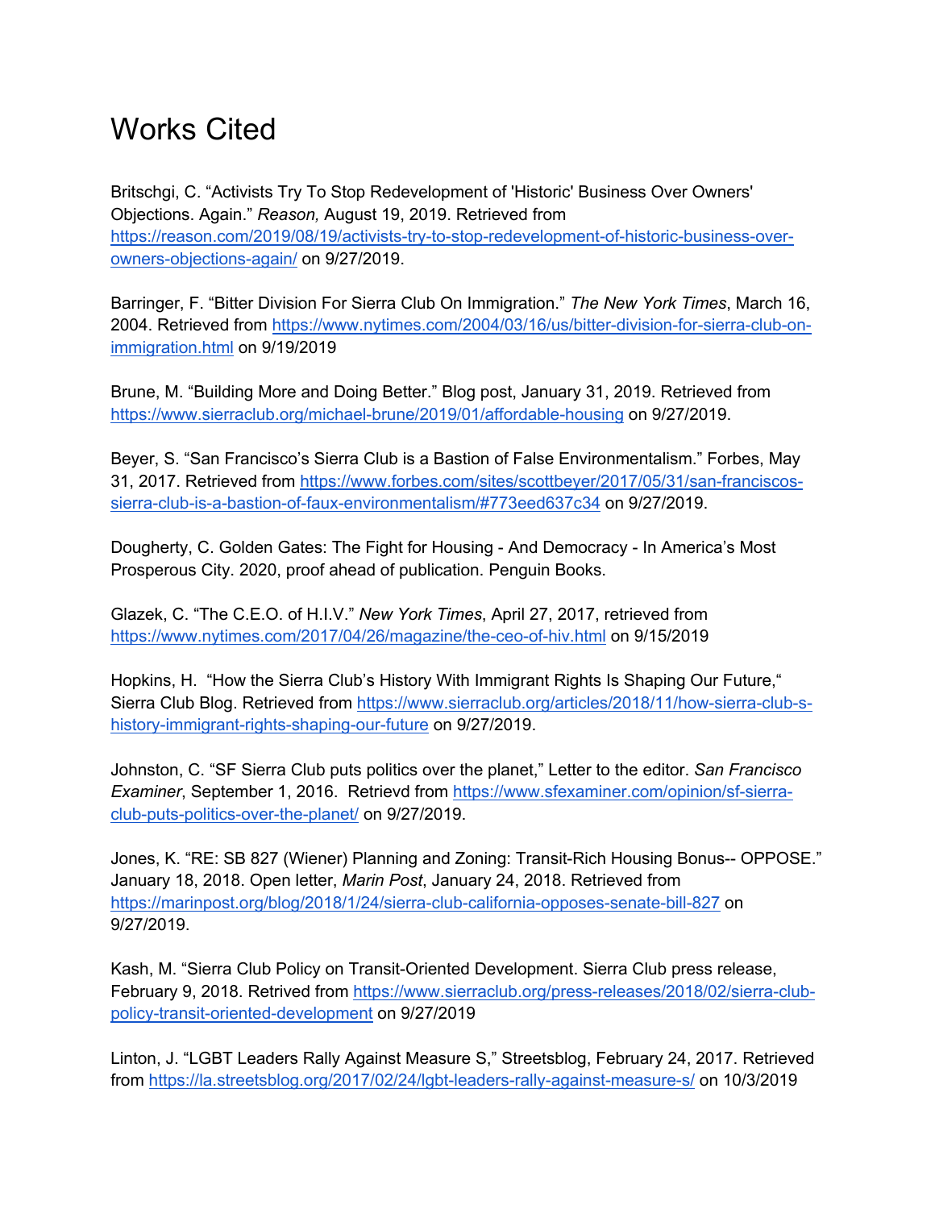# Works Cited

Britschgi, C. “Activists Try To Stop Redevelopment of 'Historic' Business Over Owners' Objections. Again.” *Reason,* August 19, 2019. Retrieved from https://reason.com/2019/08/19/activists-try-to-stop-redevelopment-of-historic-business-over-owners-objections-again/ on 9/27/2019.

Barringer, F. “Bitter Division For Sierra Club On Immigration.” *The New York Times*, March 16, 2004. Retrieved from https://www.nytimes.com/2004/03/16/us/bitter-division-for-sierra-club-on-immigration.html on 9/19/2019

Brune, M. “Building More and Doing Better.” Blog post, January 31, 2019. Retrieved from https://www.sierraclub.org/michael-brune/2019/01/affordable-housing on 9/27/2019.

Beyer, S. “San Francisco’s Sierra Club is a Bastion of False Environmentalism.” Forbes, May 31, 2017. Retrieved from https://www.forbes.com/sites/scottbeyer/2017/05/31/san-franciscos-sierra-club-is-a-bastion-of-faux-environmentalism/#773eed637c34 on 9/27/2019.

Dougherty, C. Golden Gates: The Fight for Housing - And Democracy - In America’s Most Prosperous City. 2020, proof ahead of publication. Penguin Books.

Glazek, C. “The C.E.O. of H.I.V.” *New York Times*, April 27, 2017, retrieved from https://www.nytimes.com/2017/04/26/magazine/the-ceo-of-hiv.html on 9/15/2019

Hopkins, H. “How the Sierra Club’s History With Immigrant Rights Is Shaping Our Future,“ Sierra Club Blog. Retrieved from https://www.sierraclub.org/articles/2018/11/how-sierra-club-s-history-immigrant-rights-shaping-our-future on 9/27/2019.

Johnston, C. “SF Sierra Club puts politics over the planet,” Letter to the editor. *San Francisco Examiner*, September 1, 2016. Retrievd from https://www.sfexaminer.com/opinion/sf-sierra-club-puts-politics-over-the-planet/ on 9/27/2019.

Jones, K. “RE: SB 827 (Wiener) Planning and Zoning: Transit-Rich Housing Bonus-- OPPOSE.” January 18, 2018. Open letter, *Marin Post*, January 24, 2018. Retrieved from https://marinpost.org/blog/2018/1/24/sierra-club-california-opposes-senate-bill-827 on 9/27/2019.

Kash, M. “Sierra Club Policy on Transit-Oriented Development. Sierra Club press release, February 9, 2018. Retrived from https://www.sierraclub.org/press-releases/2018/02/sierra-club-policy-transit-oriented-development on 9/27/2019

Linton, J. “LGBT Leaders Rally Against Measure S,” Streetsblog, February 24, 2017. Retrieved from https://la.streetsblog.org/2017/02/24/lgbt-leaders-rally-against-measure-s/ on 10/3/2019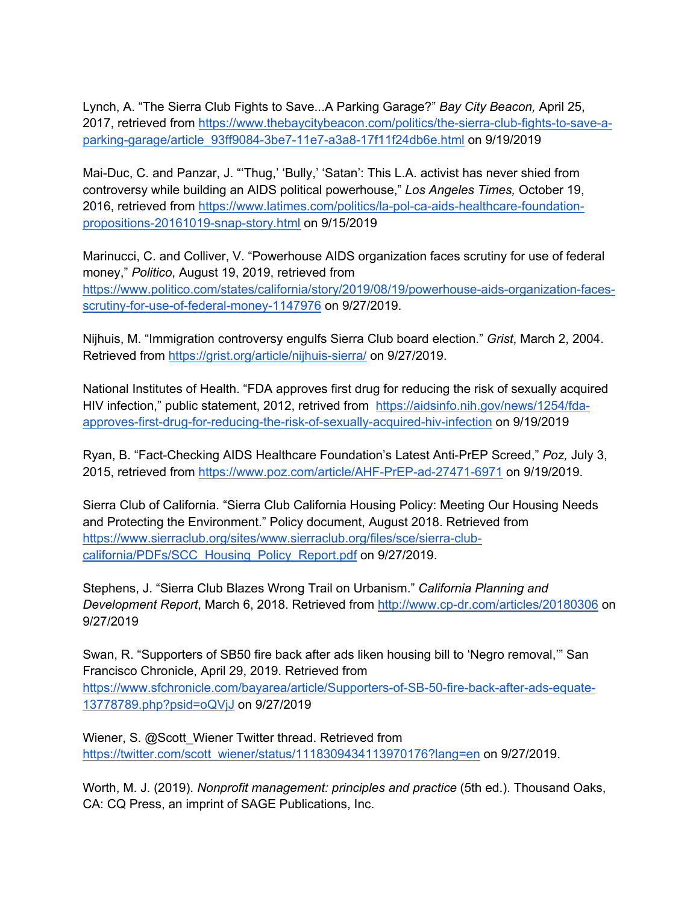Lynch, A. “The Sierra Club Fights to Save...A Parking Garage?” *Bay City Beacon,* April 25, 2017, retrieved from https://www.thebaycitybeacon.com/politics/the-sierra-club-fights-to-save-a-parking-garage/article_93ff9084-3be7-11e7-a3a8-17f11f24db6e.html on 9/19/2019

Mai-Duc, C. and Panzar, J. “‘Thug,’ ‘Bully,’ ‘Satan’: This L.A. activist has never shied from controversy while building an AIDS political powerhouse,” *Los Angeles Times,* October 19, 2016, retrieved from https://www.latimes.com/politics/la-pol-ca-aids-healthcare-foundation-propositions-20161019-snap-story.html on 9/15/2019

Marinucci, C. and Colliver, V. “Powerhouse AIDS organization faces scrutiny for use of federal money,” *Politico*, August 19, 2019, retrieved from https://www.politico.com/states/california/story/2019/08/19/powerhouse-aids-organization-faces-scrutiny-for-use-of-federal-money-1147976 on 9/27/2019.

Nijhuis, M. “Immigration controversy engulfs Sierra Club board election.” *Grist*, March 2, 2004. Retrieved from https://grist.org/article/nijhuis-sierra/ on 9/27/2019.

National Institutes of Health. “FDA approves first drug for reducing the risk of sexually acquired HIV infection,” public statement, 2012, retrived from https://aidsinfo.nih.gov/news/1254/fda-approves-first-drug-for-reducing-the-risk-of-sexually-acquired-hiv-infection on 9/19/2019

Ryan, B. “Fact-Checking AIDS Healthcare Foundation’s Latest Anti-PrEP Screed,” *Poz,* July 3, 2015, retrieved from https://www.poz.com/article/AHF-PrEP-ad-27471-6971 on 9/19/2019.

Sierra Club of California. “Sierra Club California Housing Policy: Meeting Our Housing Needs and Protecting the Environment.” Policy document, August 2018. Retrieved from https://www.sierraclub.org/sites/www.sierraclub.org/files/sce/sierra-club-california/PDFs/SCC_Housing_Policy_Report.pdf on 9/27/2019.

Stephens, J. “Sierra Club Blazes Wrong Trail on Urbanism.” *California Planning and Development Report*, March 6, 2018. Retrieved from http://www.cp-dr.com/articles/20180306 on 9/27/2019

Swan, R. “Supporters of SB50 fire back after ads liken housing bill to ‘Negro removal,’” San Francisco Chronicle, April 29, 2019. Retrieved from https://www.sfchronicle.com/bayarea/article/Supporters-of-SB-50-fire-back-after-ads-equate-13778789.php?psid=oQVjJ on 9/27/2019

Wiener, S. @Scott_Wiener Twitter thread. Retrieved from https://twitter.com/scott_wiener/status/1118309434113970176?lang=en on 9/27/2019.

Worth, M. J. (2019). *Nonprofit management: principles and practice* (5th ed.). Thousand Oaks, CA: CQ Press, an imprint of SAGE Publications, Inc.